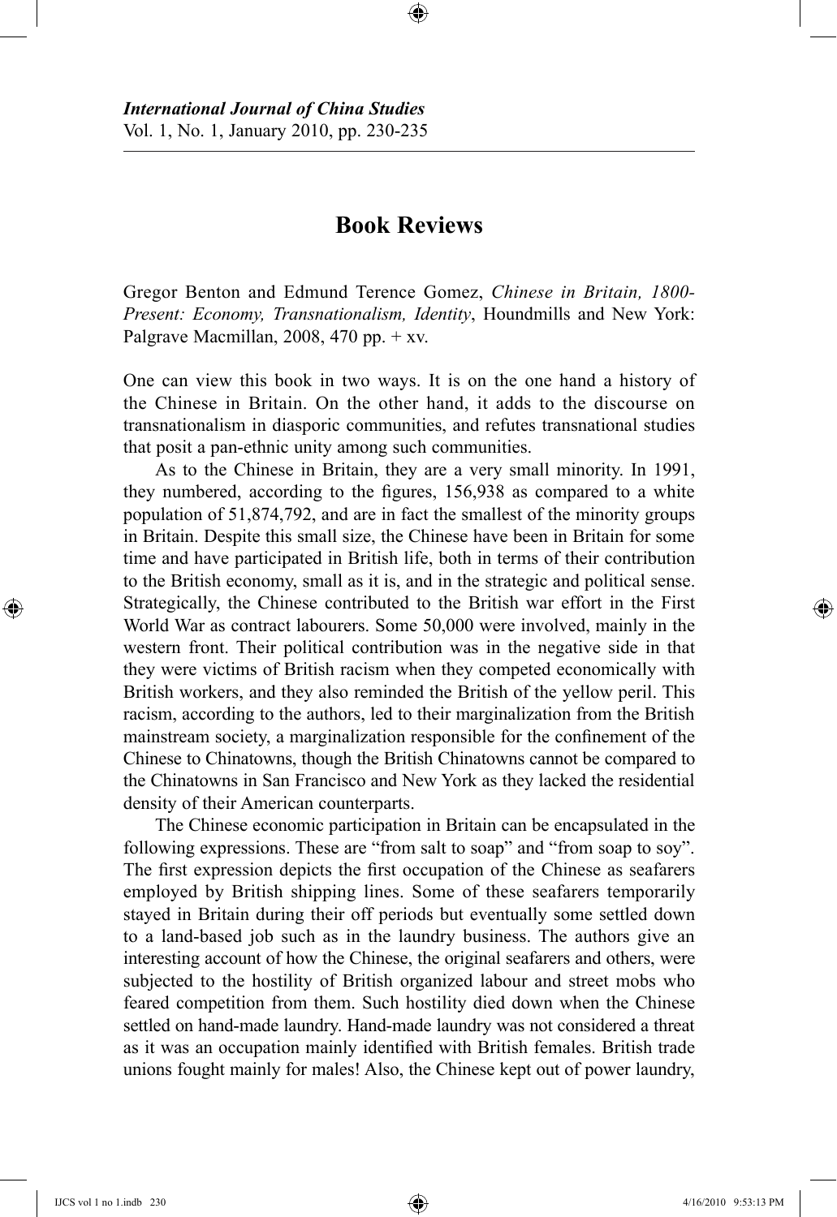*International Journal of China Studies*
Vol. 1, No. 1, January 2010, pp. 230-235

# Book Reviews

Gregor Benton and Edmund Terence Gomez, *Chinese in Britain, 1800-Present: Economy, Transnationalism, Identity*, Houndmills and New York: Palgrave Macmillan, 2008, 470 pp. + xv.

One can view this book in two ways. It is on the one hand a history of the Chinese in Britain. On the other hand, it adds to the discourse on transnationalism in diasporic communities, and refutes transnational studies that posit a pan-ethnic unity among such communities.

As to the Chinese in Britain, they are a very small minority. In 1991, they numbered, according to the figures, 156,938 as compared to a white population of 51,874,792, and are in fact the smallest of the minority groups in Britain. Despite this small size, the Chinese have been in Britain for some time and have participated in British life, both in terms of their contribution to the British economy, small as it is, and in the strategic and political sense. Strategically, the Chinese contributed to the British war effort in the First World War as contract labourers. Some 50,000 were involved, mainly in the western front. Their political contribution was in the negative side in that they were victims of British racism when they competed economically with British workers, and they also reminded the British of the yellow peril. This racism, according to the authors, led to their marginalization from the British mainstream society, a marginalization responsible for the confinement of the Chinese to Chinatowns, though the British Chinatowns cannot be compared to the Chinatowns in San Francisco and New York as they lacked the residential density of their American counterparts.

The Chinese economic participation in Britain can be encapsulated in the following expressions. These are "from salt to soap" and "from soap to soy". The first expression depicts the first occupation of the Chinese as seafarers employed by British shipping lines. Some of these seafarers temporarily stayed in Britain during their off periods but eventually some settled down to a land-based job such as in the laundry business. The authors give an interesting account of how the Chinese, the original seafarers and others, were subjected to the hostility of British organized labour and street mobs who feared competition from them. Such hostility died down when the Chinese settled on hand-made laundry. Hand-made laundry was not considered a threat as it was an occupation mainly identified with British females. British trade unions fought mainly for males! Also, the Chinese kept out of power laundry,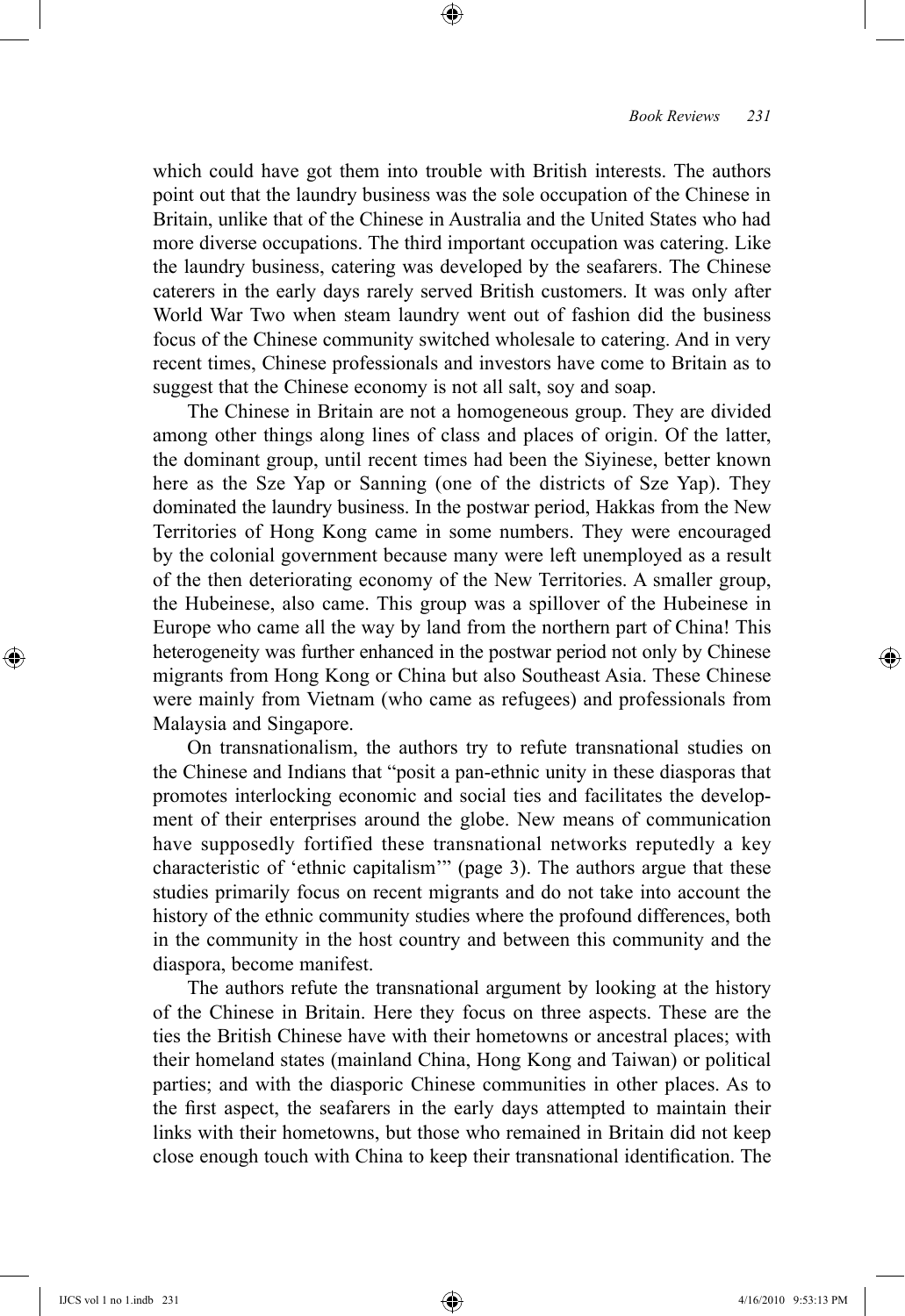which could have got them into trouble with British interests. The authors point out that the laundry business was the sole occupation of the Chinese in Britain, unlike that of the Chinese in Australia and the United States who had more diverse occupations. The third important occupation was catering. Like the laundry business, catering was developed by the seafarers. The Chinese caterers in the early days rarely served British customers. It was only after World War Two when steam laundry went out of fashion did the business focus of the Chinese community switched wholesale to catering. And in very recent times, Chinese professionals and investors have come to Britain as to suggest that the Chinese economy is not all salt, soy and soap.

The Chinese in Britain are not a homogeneous group. They are divided among other things along lines of class and places of origin. Of the latter, the dominant group, until recent times had been the Siyinese, better known here as the Sze Yap or Sanning (one of the districts of Sze Yap). They dominated the laundry business. In the postwar period, Hakkas from the New Territories of Hong Kong came in some numbers. They were encouraged by the colonial government because many were left unemployed as a result of the then deteriorating economy of the New Territories. A smaller group, the Hubeinese, also came. This group was a spillover of the Hubeinese in Europe who came all the way by land from the northern part of China! This heterogeneity was further enhanced in the postwar period not only by Chinese migrants from Hong Kong or China but also Southeast Asia. These Chinese were mainly from Vietnam (who came as refugees) and professionals from Malaysia and Singapore.

On transnationalism, the authors try to refute transnational studies on the Chinese and Indians that "posit a pan-ethnic unity in these diasporas that promotes interlocking economic and social ties and facilitates the development of their enterprises around the globe. New means of communication have supposedly fortified these transnational networks reputedly a key characteristic of 'ethnic capitalism'" (page 3). The authors argue that these studies primarily focus on recent migrants and do not take into account the history of the ethnic community studies where the profound differences, both in the community in the host country and between this community and the diaspora, become manifest.

The authors refute the transnational argument by looking at the history of the Chinese in Britain. Here they focus on three aspects. These are the ties the British Chinese have with their hometowns or ancestral places; with their homeland states (mainland China, Hong Kong and Taiwan) or political parties; and with the diasporic Chinese communities in other places. As to the first aspect, the seafarers in the early days attempted to maintain their links with their hometowns, but those who remained in Britain did not keep close enough touch with China to keep their transnational identification. The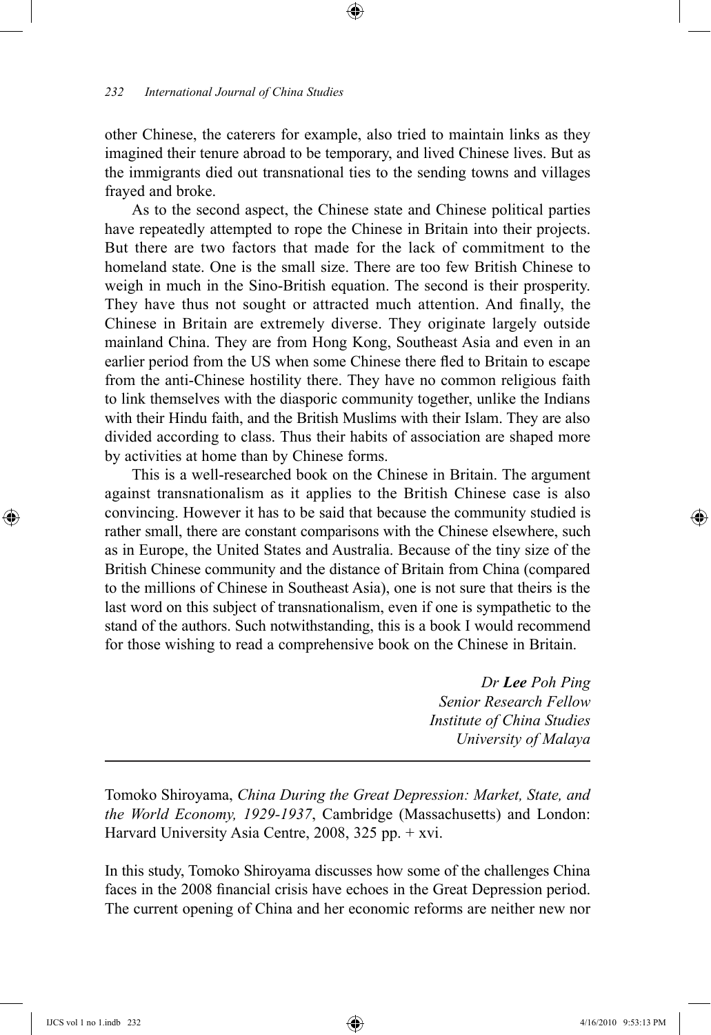other Chinese, the caterers for example, also tried to maintain links as they imagined their tenure abroad to be temporary, and lived Chinese lives. But as the immigrants died out transnational ties to the sending towns and villages frayed and broke.

As to the second aspect, the Chinese state and Chinese political parties have repeatedly attempted to rope the Chinese in Britain into their projects. But there are two factors that made for the lack of commitment to the homeland state. One is the small size. There are too few British Chinese to weigh in much in the Sino-British equation. The second is their prosperity. They have thus not sought or attracted much attention. And finally, the Chinese in Britain are extremely diverse. They originate largely outside mainland China. They are from Hong Kong, Southeast Asia and even in an earlier period from the US when some Chinese there fled to Britain to escape from the anti-Chinese hostility there. They have no common religious faith to link themselves with the diasporic community together, unlike the Indians with their Hindu faith, and the British Muslims with their Islam. They are also divided according to class. Thus their habits of association are shaped more by activities at home than by Chinese forms.

This is a well-researched book on the Chinese in Britain. The argument against transnationalism as it applies to the British Chinese case is also convincing. However it has to be said that because the community studied is rather small, there are constant comparisons with the Chinese elsewhere, such as in Europe, the United States and Australia. Because of the tiny size of the British Chinese community and the distance of Britain from China (compared to the millions of Chinese in Southeast Asia), one is not sure that theirs is the last word on this subject of transnationalism, even if one is sympathetic to the stand of the authors. Such notwithstanding, this is a book I would recommend for those wishing to read a comprehensive book on the Chinese in Britain.

*Dr **Lee** Poh Ping*
*Senior Research Fellow*
*Institute of China Studies*
*University of Malaya*

---

Tomoko Shiroyama, *China During the Great Depression: Market, State, and the World Economy, 1929-1937*, Cambridge (Massachusetts) and London: Harvard University Asia Centre, 2008, 325 pp. + xvi.

In this study, Tomoko Shiroyama discusses how some of the challenges China faces in the 2008 financial crisis have echoes in the Great Depression period. The current opening of China and her economic reforms are neither new nor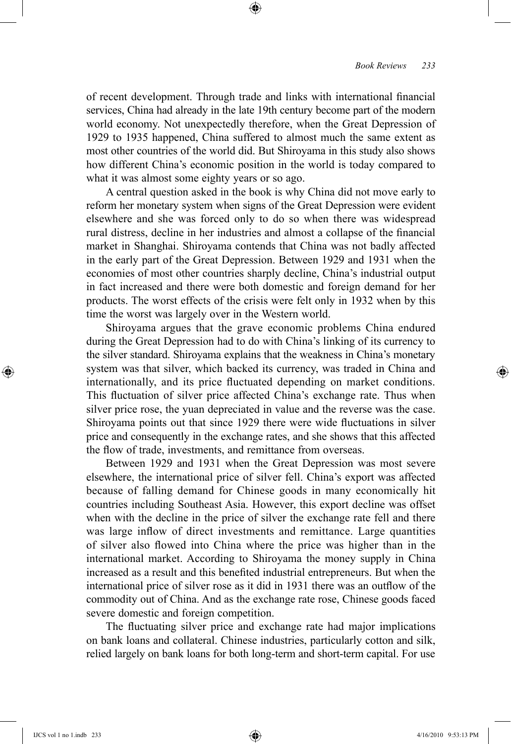of recent development. Through trade and links with international financial services, China had already in the late 19th century become part of the modern world economy. Not unexpectedly therefore, when the Great Depression of 1929 to 1935 happened, China suffered to almost much the same extent as most other countries of the world did. But Shiroyama in this study also shows how different China's economic position in the world is today compared to what it was almost some eighty years or so ago.

A central question asked in the book is why China did not move early to reform her monetary system when signs of the Great Depression were evident elsewhere and she was forced only to do so when there was widespread rural distress, decline in her industries and almost a collapse of the financial market in Shanghai. Shiroyama contends that China was not badly affected in the early part of the Great Depression. Between 1929 and 1931 when the economies of most other countries sharply decline, China's industrial output in fact increased and there were both domestic and foreign demand for her products. The worst effects of the crisis were felt only in 1932 when by this time the worst was largely over in the Western world.

Shiroyama argues that the grave economic problems China endured during the Great Depression had to do with China's linking of its currency to the silver standard. Shiroyama explains that the weakness in China's monetary system was that silver, which backed its currency, was traded in China and internationally, and its price fluctuated depending on market conditions. This fluctuation of silver price affected China's exchange rate. Thus when silver price rose, the yuan depreciated in value and the reverse was the case. Shiroyama points out that since 1929 there were wide fluctuations in silver price and consequently in the exchange rates, and she shows that this affected the flow of trade, investments, and remittance from overseas.

Between 1929 and 1931 when the Great Depression was most severe elsewhere, the international price of silver fell. China's export was affected because of falling demand for Chinese goods in many economically hit countries including Southeast Asia. However, this export decline was offset when with the decline in the price of silver the exchange rate fell and there was large inflow of direct investments and remittance. Large quantities of silver also flowed into China where the price was higher than in the international market. According to Shiroyama the money supply in China increased as a result and this benefited industrial entrepreneurs. But when the international price of silver rose as it did in 1931 there was an outflow of the commodity out of China. And as the exchange rate rose, Chinese goods faced severe domestic and foreign competition.

The fluctuating silver price and exchange rate had major implications on bank loans and collateral. Chinese industries, particularly cotton and silk, relied largely on bank loans for both long-term and short-term capital. For use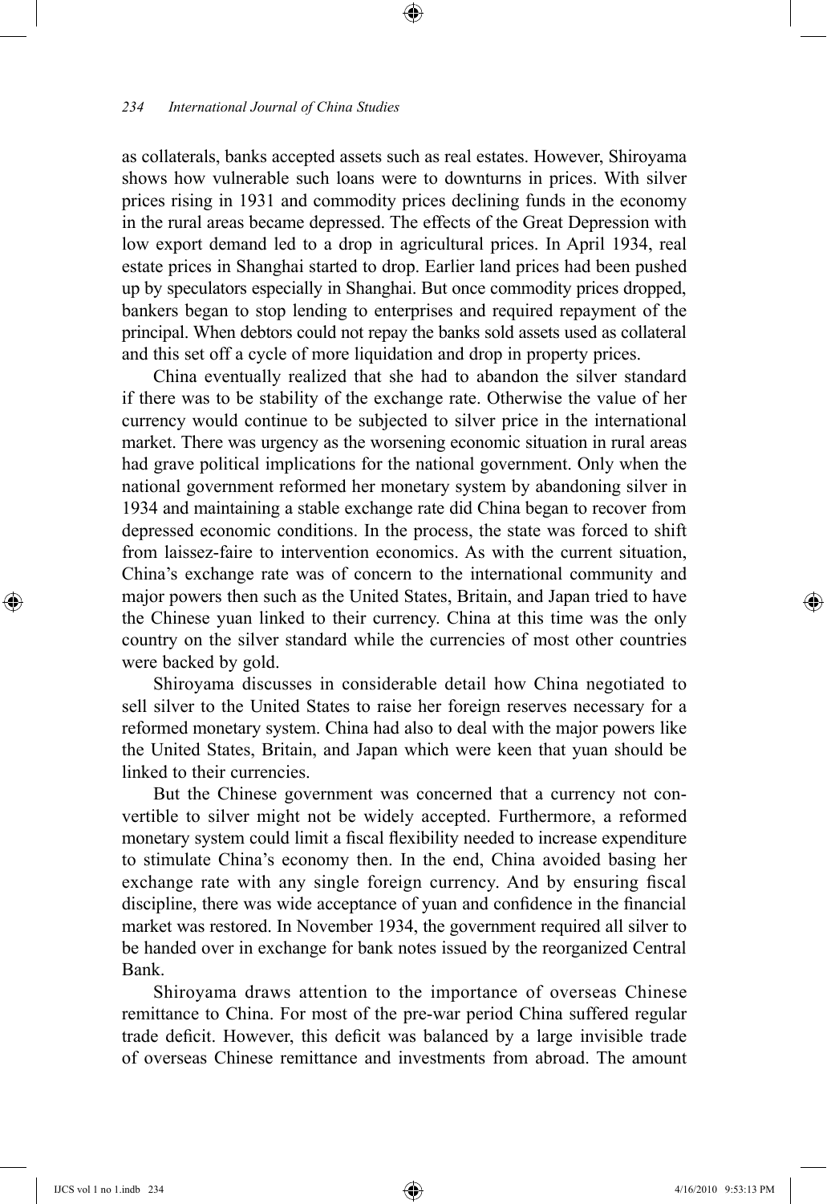as collaterals, banks accepted assets such as real estates. However, Shiroyama shows how vulnerable such loans were to downturns in prices. With silver prices rising in 1931 and commodity prices declining funds in the economy in the rural areas became depressed. The effects of the Great Depression with low export demand led to a drop in agricultural prices. In April 1934, real estate prices in Shanghai started to drop. Earlier land prices had been pushed up by speculators especially in Shanghai. But once commodity prices dropped, bankers began to stop lending to enterprises and required repayment of the principal. When debtors could not repay the banks sold assets used as collateral and this set off a cycle of more liquidation and drop in property prices.

China eventually realized that she had to abandon the silver standard if there was to be stability of the exchange rate. Otherwise the value of her currency would continue to be subjected to silver price in the international market. There was urgency as the worsening economic situation in rural areas had grave political implications for the national government. Only when the national government reformed her monetary system by abandoning silver in 1934 and maintaining a stable exchange rate did China began to recover from depressed economic conditions. In the process, the state was forced to shift from laissez-faire to intervention economics. As with the current situation, China's exchange rate was of concern to the international community and major powers then such as the United States, Britain, and Japan tried to have the Chinese yuan linked to their currency. China at this time was the only country on the silver standard while the currencies of most other countries were backed by gold.

Shiroyama discusses in considerable detail how China negotiated to sell silver to the United States to raise her foreign reserves necessary for a reformed monetary system. China had also to deal with the major powers like the United States, Britain, and Japan which were keen that yuan should be linked to their currencies.

But the Chinese government was concerned that a currency not convertible to silver might not be widely accepted. Furthermore, a reformed monetary system could limit a fiscal flexibility needed to increase expenditure to stimulate China's economy then. In the end, China avoided basing her exchange rate with any single foreign currency. And by ensuring fiscal discipline, there was wide acceptance of yuan and confidence in the financial market was restored. In November 1934, the government required all silver to be handed over in exchange for bank notes issued by the reorganized Central Bank.

Shiroyama draws attention to the importance of overseas Chinese remittance to China. For most of the pre-war period China suffered regular trade deficit. However, this deficit was balanced by a large invisible trade of overseas Chinese remittance and investments from abroad. The amount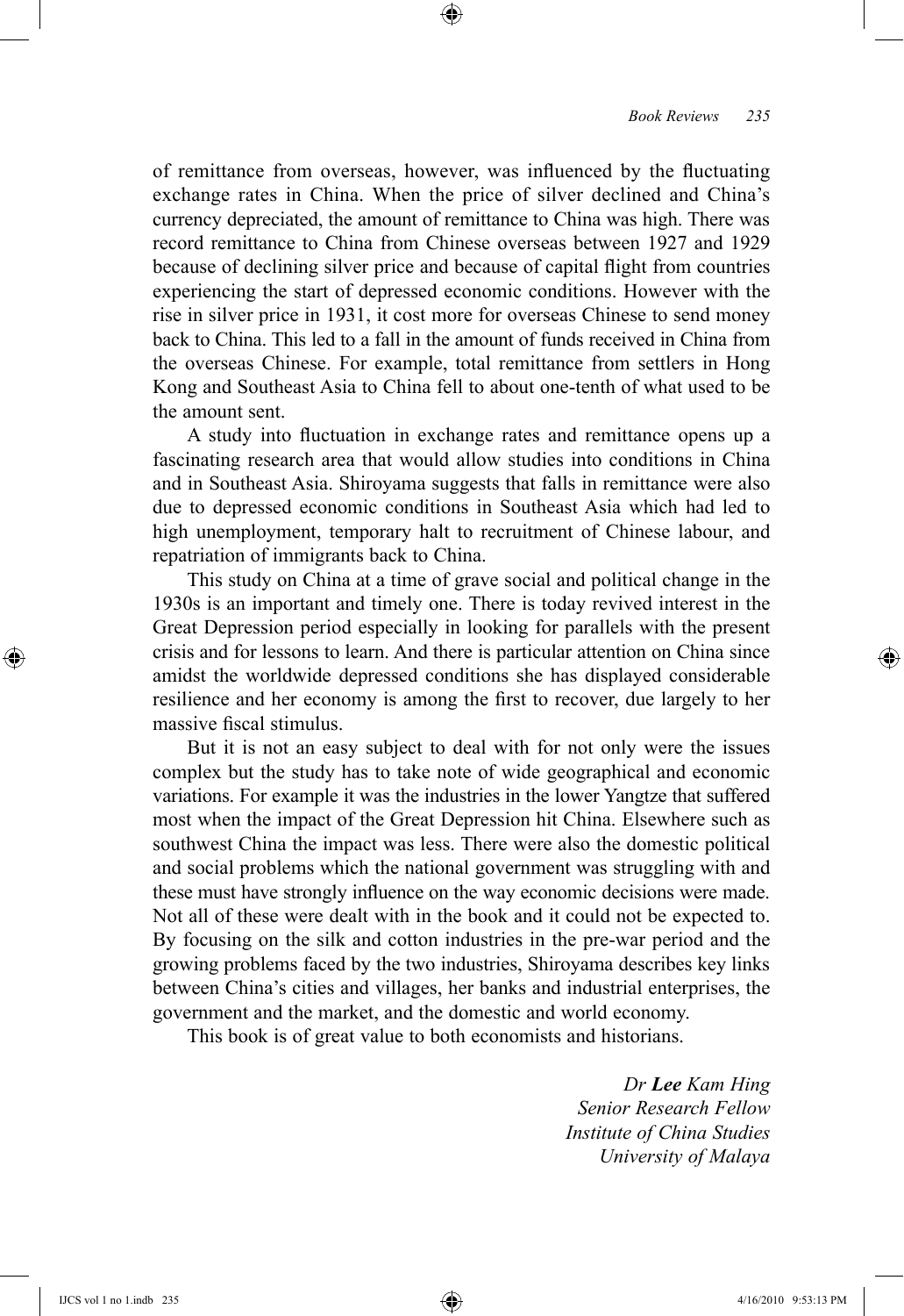of remittance from overseas, however, was influenced by the fluctuating exchange rates in China. When the price of silver declined and China's currency depreciated, the amount of remittance to China was high. There was record remittance to China from Chinese overseas between 1927 and 1929 because of declining silver price and because of capital flight from countries experiencing the start of depressed economic conditions. However with the rise in silver price in 1931, it cost more for overseas Chinese to send money back to China. This led to a fall in the amount of funds received in China from the overseas Chinese. For example, total remittance from settlers in Hong Kong and Southeast Asia to China fell to about one-tenth of what used to be the amount sent.

A study into fluctuation in exchange rates and remittance opens up a fascinating research area that would allow studies into conditions in China and in Southeast Asia. Shiroyama suggests that falls in remittance were also due to depressed economic conditions in Southeast Asia which had led to high unemployment, temporary halt to recruitment of Chinese labour, and repatriation of immigrants back to China.

This study on China at a time of grave social and political change in the 1930s is an important and timely one. There is today revived interest in the Great Depression period especially in looking for parallels with the present crisis and for lessons to learn. And there is particular attention on China since amidst the worldwide depressed conditions she has displayed considerable resilience and her economy is among the first to recover, due largely to her massive fiscal stimulus.

But it is not an easy subject to deal with for not only were the issues complex but the study has to take note of wide geographical and economic variations. For example it was the industries in the lower Yangtze that suffered most when the impact of the Great Depression hit China. Elsewhere such as southwest China the impact was less. There were also the domestic political and social problems which the national government was struggling with and these must have strongly influence on the way economic decisions were made. Not all of these were dealt with in the book and it could not be expected to. By focusing on the silk and cotton industries in the pre-war period and the growing problems faced by the two industries, Shiroyama describes key links between China's cities and villages, her banks and industrial enterprises, the government and the market, and the domestic and world economy.

This book is of great value to both economists and historians.

*Dr **Lee** Kam Hing*
*Senior Research Fellow*
*Institute of China Studies*
*University of Malaya*